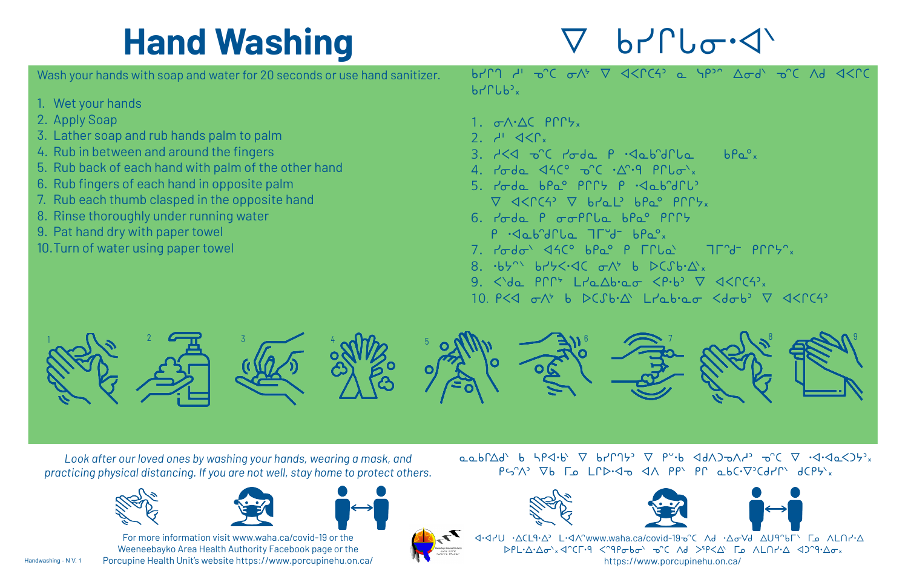# Hand Washing

# ᐁ ᑲᓯᒋᒐᓂ�military

Wash your hands with soap and water for 20 seconds or use hand sanitizer.

1. Wet your hands
2. Apply Soap
3. Lather soap and rub hands palm to palm
4. Rub in between and around the fingers
5. Rub back of each hand with palm of the other hand
6. Rub fingers of each hand in opposite palm
7. Rub each thumb clasped in the opposite hand
8. Rinse thoroughly under running water
9. Pat hand dry with paper towel
10. Turn of water using paper towel

ᑲᓯᒋᒉ ᓱᐡ ᓀᐦᑕ ᓂᐱᔾ ᐁ ᐊᐸᒋᑕᔪᐣ ᓇ ᓭᑭᐣᐦ ᐃᓂᑯᐠ ᓀᐦᑕ ᐱᑯ ᐊᐸᒋᑕ ᑲᓯᒋᑲᑲᐣₓ

1. ᓂᐱᐍᑕ ᑭᒋᒋᔾₓ
2. ᓱᐡ ᐊᐸᒋₓ
3. ᓱᐸᐊ ᓀᐦᑕ ᓯᓂᑯᓇ ᑭ ᐚᓇᑲᐦᑯᒋᒐᓇ ᑲᑭᓇᐤₓ
4. ᓯᓂᑯᓇ ᐊᔦᑕᐤ ᓀᐦᑕ ᐑᐦᑫ ᑭᒋᒐᓂᐠₓ
5. ᓯᓂᑯᓇ ᑲᑭᓇᐤ ᑭᒋᒋᔾ ᑭ ᐚᓇᑲᐦᑯᒋᒐᐣ ᐁ ᐊᐸᒋᑕᔪᐣ ᐁ ᑲᓯᓇᒪᐣ ᑲᑭᓇᐤ ᑭᒋᒋᔾₓ
6. ᓯᓂᑯᓇ ᑭ ᓂᓂᑭᒋᒐᓇ ᑲᑭᓇᐤ ᑭᒋᒋᔾ ᑭ ᐚᓇᑲᐦᑯᒋᒐᓇ ᒣᒥᔾᑯᐨ ᑲᑭᓇᐤₓ
7. ᓯᓂᑯᓂᐠ ᐊᔦᑕᐤ ᑲᑭᓇᐤ ᑭ ᒥᒋᒐᓇᐠ ᒣᒥᐦᑯᐨ ᑭᒋᒋᔾᐦₓ
8. ᐗᔭᐦᐠ ᑲᓯᔭᐸᐎᑕ ᓂᐱᔾ ᑲ ᐅᑕᔑᑲᐎᐠₓ
9. ᐸᐠᑯᓇ ᑭᒋᒋᔾ ᒪᓯᓇᐃᑲᐚᓇᓂ ᐸᑭᐗᐣ ᐁ ᐊᐸᒋᑕᔪᐣₓ
10. ᑭᐸᐊ ᓂᐱᔾ ᑲ ᐅᑕᔑᑲᐎᐠ ᒪᓯᓇᑲᐚᓇᓂ ᐸᑯᓂᑲᐣ ᐁ ᐊᐸᒋᑕᔪᐣ

1 2 3 4 5 6 7 8 9

*Look after our loved ones by washing your hands, wearing a mask, and practicing physical distancing. If you are not well, stay home to protect others.*

ᓇᓇᑲᒋᐃᑯᐠ ᑲ ᓭᑭᐊᐧᑲᐠ ᐁ ᑲᓯᒋᒐᔾ ᐁ ᑭᐡᑲ ᐊᑯᐱᑐᓂᓯᐣ ᓀᐦᑕ ᐁ ᐌᐧᐊᐧᓇᐸᑐᔾₓ ᑭᓴᐦᐱᐣ ᐁᑲ ᒥᓇ ᒪᒋᐅᐧᐊᓄ ᐊᐱ ᑭᑭᐠ ᑭᒋ ᓇᑲᑕᐌᐧᑕᒧᓯᒋᐠ ᒍᑕᑭᔾₓ

For more information visit www.waha.ca/covid-19 or the Weeneebayko Area Health Authority Facebook page or the Porcupine Health Unit's website https://www.porcupinehu.on.ca/

ᐊᐧᐊᐧᓯᑌ ᐃᐧᐃᑕᒪᑫᐧᐃᐧᐣ ᒪᐧᐊᐱᐦwww.waha.ca/covid-19ᓀᐦᑕ ᐱᑯ ᐃᐧᓂᐯᐣ ᐃᑌᑫᐦᑲᒥᐠ ᒥᓇ ᐱᒪᑎᓯᐧᐃᐣ ᐅᐸᒪᐃᐧᐃᐧᓂᐠₓ ᐊᐦᒋᒥᐧᑫ ᐸᐦᑫᐳᓂᑲᓂᐠ ᓀᐦᑕ ᐱᑯ ᐳᐢᑭᐸᐃᐧ ᒥᓇ ᐱᒪᑎᓯᐧᐃᐣ ᐊᑐᐦᑫᐧᐃᓂᐠₓ https://www.porcupinehu.on.ca/

Handwashing - N V. 1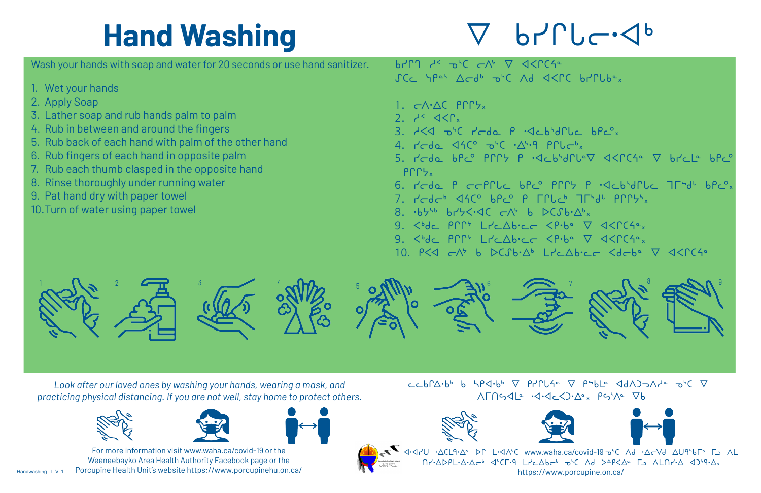# Hand Washing

# ᐁ ᑲᓯᒋᒪᓂᐚᒃ

Wash your hands with soap and water for 20 seconds or use hand sanitizer.

1. Wet your hands
2. Apply Soap
3. Lather soap and rub hands palm to palm
4. Rub in between and around the fingers
5. Rub back of each hand with palm of the other hand
6. Rub fingers of each hand in opposite palm
7. Rub each thumb clasped in the opposite hand
8. Rinse thoroughly under running water
9. Pat hand dry with paper towel
10. Turn of water using paper towel

ᑲᓯᒋᑯ ᓱᐸ ᓀᐢᑕ ᓂᐱᕀ ᐁ ᐊᐸᒋᒋᐦᐊᓐ ᔑᑕᓇ ᓴᑭᓐᐢ ᐃᓂᑯᒃ ᓀᐢᑕ ᐱᑯ ᐊᐸᒋᑕ ᑲᓯᒋᒪᑲᓐ᙮

1. ᓂᐱᐄᑕ ᑭᒋᒋᕀ᙮
2. ᓱᐸ ᐊᐸᒋ᙮
3. ᓱᐸᐊ ᓀᐢᑕ ᓯᓂᑯᓇ ᑭ ᐙᓇᑲᐢᑯᒋᒪᓇ ᑲᑭᓇᐤ᙮
4. ᓯᓂᑯᓇ ᐊᔦᑕᐤ ᓀᐢᑕ ᐍᐢᑫᐧ ᑭᒋᒋᓂᒃ᙮
5. ᓯᓂᑯᓇ ᑲᑭᓇᐤ ᑭᒋᒋᕀ ᑭ ᐙᓇᑲᐢᑯᒋᒪᓐᐁ ᐊᐸᒋᒋᐦᐊᓐ ᐁ ᑲᓯᓇᒪᓐ ᑲᑭᓇᐤ ᑭᒋᒋᕀ᙮
6. ᓯᓂᑯᓇ ᑭ ᓂᓂᑭᒋᒪᓇ ᑲᑭᓇᐤ ᑭᒋᒋᕀ ᑭ ᐙᓇᑲᐢᑯᒋᒪᓇ ᒣᒥᐦᑯᒡ ᑲᑭᓇᐤ᙮
7. ᓯᓂᑯᓂᒃ ᐊᔦᑕᐤ ᑲᑭᓇᐤ ᑭ ᒥᒋᒪᓂᒃ ᒣᒥᐦᑯᒡ ᑭᒋᒋᕀᐢ᙮
8. ᐧᑲᔦᐢᒃ ᑲᓯᔦᐸᐧᐊᑕ ᓂᐱᕀ ᑲ ᐅᑕᔑᑲᐧᐃᒃ᙮
9. ᐸᒃᑯᓇ ᑭᒋᒋᕀ ᒪᓯᓇᐃᑲᐧᓇᓂ ᐸᑭᐧᑲᓐ ᐁ ᐊᐸᒋᒋᐦᐊᓐ᙮
9. ᐸᒃᑯᓇ ᑭᒋᒋᕀ ᒪᓯᓇᐃᑲᐧᓇᓂ ᐸᑭᐧᑲᓐ ᐁ ᐊᐸᒋᒋᐦᐊᓐ᙮
10. ᑭᐸᐊ ᓂᐱᕀ ᑲ ᐅᑕᔑᑲᐧᐃᒃ ᒪᓯᓇᐃᑲᐧᓇᓂ ᐸᑯᓂᑲᓐ ᐁ ᐊᐸᒋᒋᐦᐊᓐ

*Look after our loved ones by washing your hands, wearing a mask, and practicing physical distancing. If you are not well, stay home to protect others.*

ᓇᓇᑲᒋᐃᐧᑲᐧᒃ ᑲ ᓴᑭᐊᐧᑲᐧᒃ ᐁ ᑭᓯᒋᒪᐦᐊᓐ ᐁ ᑭᐢᑲᒪᓐ ᐊᑯᐱᑐᓀᐱᓯᓐ ᓀᐢᑕ ᐁ ᐱᒥᑎᓴᐊᒪᓐ ᐧᐊᐧᐊᓇᐸᑐᐧᐃᓐ᙮ ᑭᓴᐢᐱᓐ ᐁᑲ

For more information visit www.waha.ca/covid-19 or the Weeneebayko Area Health Authority Facebook page or the Porcupine Health Unit's website https://www.porcupinehu.on.ca/

ᐊᐧᐊᔑᑌ ᐧᐃᑕᒪᑫᐧᐃᓐ ᐅᒋ ᒪᐧᐊᐱᐢᑕ www.waha.ca/covid-19 ᓀᐢᑕ ᐱᑯ ᐧᐃᓂᐯᑯ ᐃᐅᑫᐢᑲᒥᑲᐧ ᒥᓄ ᐱᒪᑎᓯᐧᐃᐅᐱᒪᐧᐃᐧᐃᓂᑲ ᐊᐢᑕᒥᐧᑫ ᒪᓯᓇᐃᑲᓂᐠ ᓀᐢᑕ ᐱᑯ ᐳᐤᐸᑲᐧᐃᓐ ᒥᓄ ᐱᒪᑎᓯᐧᐃ ᐊᑐᐢᑫᐧᐃᓐ᙮ https://www.porcupine.on.ca/

Handwashing - L V. 1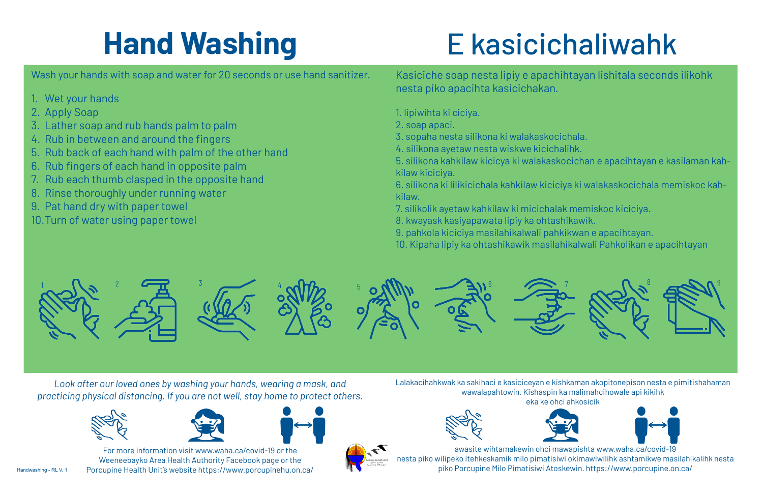# Hand Washing

Wash your hands with soap and water for 20 seconds or use hand sanitizer.

1. Wet your hands
2. Apply Soap
3. Lather soap and rub hands palm to palm
4. Rub in between and around the fingers
5. Rub back of each hand with palm of the other hand
6. Rub fingers of each hand in opposite palm
7. Rub each thumb clasped in the opposite hand
8. Rinse thoroughly under running water
9. Pat hand dry with paper towel
10. Turn of water using paper towel

# E kasicichaliwahk

Kasiciche soap nesta lipiy e apachihtayan lishitala seconds ilikohk nesta piko apacihta kasicichakan.

1. lipiwihta ki ciciya.
2. soap apaci.
3. sopaha nesta silikona ki walakaskocichala.
4. silikona ayetaw nesta wiskwe kicichalihk.
5. silikona kahkilaw kicicya ki walakaskocichan e apacihtayan e kasilaman kahkilaw kiciciya.
6. silikona ki lilikicichala kahkilaw kiciciya ki walakaskocichala memiskoc kahkilaw.
7. silikolik ayetaw kahkilaw ki micichalak memiskoc kiciciya.
8. kwayask kasiyapawata lipiy ka ohtashikawik.
9. pahkola kiciciya masilahikalwali pahkikwan e apacihtayan.
10. Kipaha lipiy ka ohtashikawik masilahikalwali Pahkolikan e apacihtayan

1 2 3 4 5 6 7 8 9

*Look after our loved ones by washing your hands, wearing a mask, and practicing physical distancing. If you are not well, stay home to protect others.*

For more information visit www.waha.ca/covid-19 or the Weeneebayko Area Health Authority Facebook page or the Porcupine Health Unit's website https://www.porcupinehu.on.ca/

Lalakacihahkwak ka sakihaci e kasiciceyan e kishkaman akopitonepison nesta e pimitishahaman wawalapahtowin. Kishaspin ka malimahcihowale api kikihk eka ke ohci ahkosicik

awasite wihtamakewin ohci mawapishta www.waha.ca/covid-19 nesta piko wilipeko itehkeskamik milo pimatisiwi okimawiwilihk ashtamikwe masilahikalihk nesta piko Porcupine Milo Pimatisiwi Atoskewin. https://www.porcupine.on.ca/

Handwashing - RL V. 1